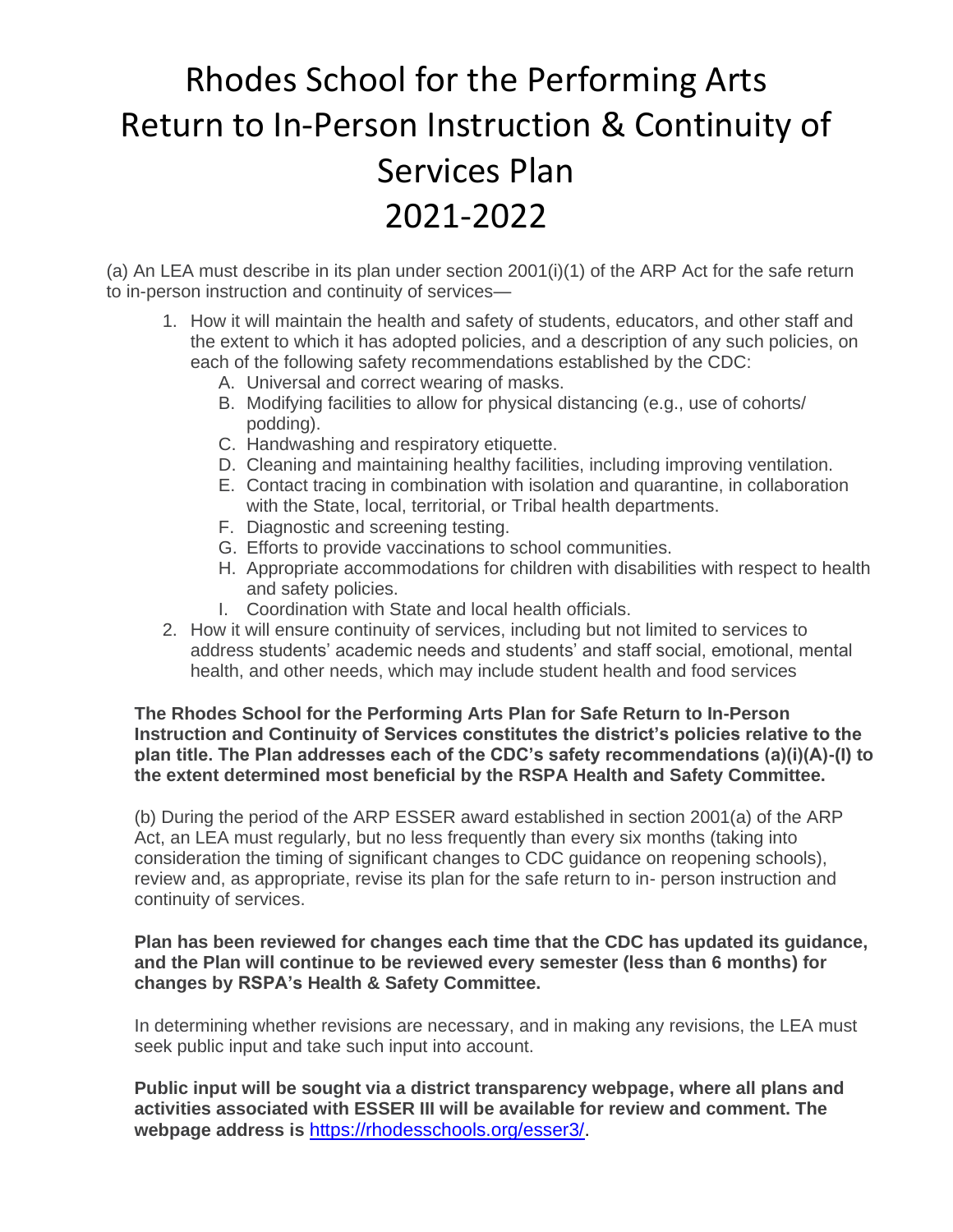# Rhodes School for the Performing Arts Return to In-Person Instruction & Continuity of Services Plan 2021-2022

(a) An LEA must describe in its plan under section 2001(i)(1) of the ARP Act for the safe return to in-person instruction and continuity of services—

1. How it will maintain the health and safety of students, educators, and other staff and the extent to which it has adopted policies, and a description of any such policies, on each of the following safety recommendations established by the CDC:
   A. Universal and correct wearing of masks.
   B. Modifying facilities to allow for physical distancing (e.g., use of cohorts/ podding).
   C. Handwashing and respiratory etiquette.
   D. Cleaning and maintaining healthy facilities, including improving ventilation.
   E. Contact tracing in combination with isolation and quarantine, in collaboration with the State, local, territorial, or Tribal health departments.
   F. Diagnostic and screening testing.
   G. Efforts to provide vaccinations to school communities.
   H. Appropriate accommodations for children with disabilities with respect to health and safety policies.
   I. Coordination with State and local health officials.
2. How it will ensure continuity of services, including but not limited to services to address students' academic needs and students' and staff social, emotional, mental health, and other needs, which may include student health and food services

**The Rhodes School for the Performing Arts Plan for Safe Return to In-Person Instruction and Continuity of Services constitutes the district's policies relative to the plan title. The Plan addresses each of the CDC's safety recommendations (a)(i)(A)-(I) to the extent determined most beneficial by the RSPA Health and Safety Committee.**

(b) During the period of the ARP ESSER award established in section 2001(a) of the ARP Act, an LEA must regularly, but no less frequently than every six months (taking into consideration the timing of significant changes to CDC guidance on reopening schools), review and, as appropriate, revise its plan for the safe return to in- person instruction and continuity of services.

**Plan has been reviewed for changes each time that the CDC has updated its guidance, and the Plan will continue to be reviewed every semester (less than 6 months) for changes by RSPA's Health & Safety Committee.**

In determining whether revisions are necessary, and in making any revisions, the LEA must seek public input and take such input into account.

**Public input will be sought via a district transparency webpage, where all plans and activities associated with ESSER III will be available for review and comment. The webpage address is** [https://rhodesschools.org/esser3/](https://rhodesschools.org/esser3/).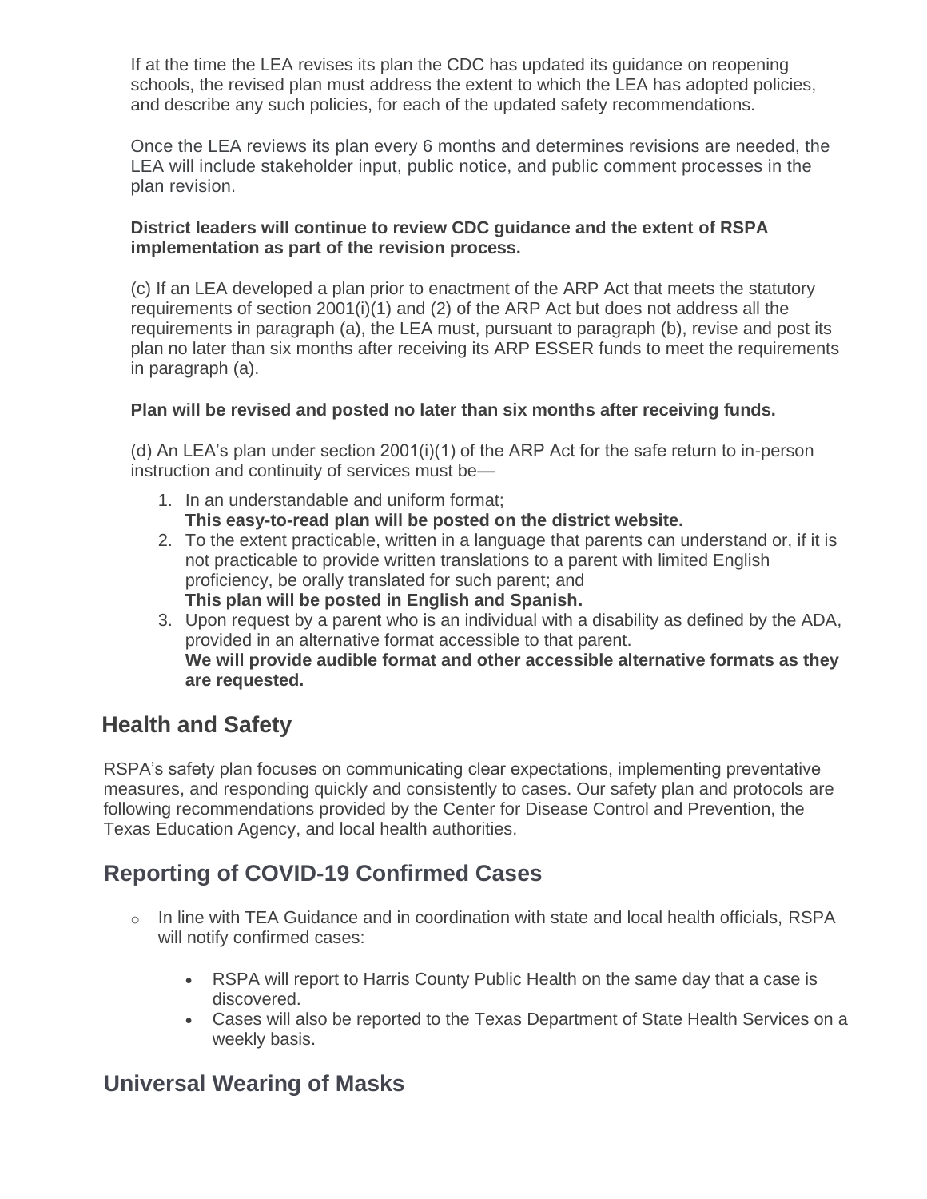If at the time the LEA revises its plan the CDC has updated its guidance on reopening schools, the revised plan must address the extent to which the LEA has adopted policies, and describe any such policies, for each of the updated safety recommendations.

Once the LEA reviews its plan every 6 months and determines revisions are needed, the LEA will include stakeholder input, public notice, and public comment processes in the plan revision.

**District leaders will continue to review CDC guidance and the extent of RSPA implementation as part of the revision process.**

(c) If an LEA developed a plan prior to enactment of the ARP Act that meets the statutory requirements of section 2001(i)(1) and (2) of the ARP Act but does not address all the requirements in paragraph (a), the LEA must, pursuant to paragraph (b), revise and post its plan no later than six months after receiving its ARP ESSER funds to meet the requirements in paragraph (a).

**Plan will be revised and posted no later than six months after receiving funds.**

(d) An LEA's plan under section 2001(i)(1) of the ARP Act for the safe return to in-person instruction and continuity of services must be—

1. In an understandable and uniform format;
   **This easy-to-read plan will be posted on the district website.**
2. To the extent practicable, written in a language that parents can understand or, if it is not practicable to provide written translations to a parent with limited English proficiency, be orally translated for such parent; and
   **This plan will be posted in English and Spanish.**
3. Upon request by a parent who is an individual with a disability as defined by the ADA, provided in an alternative format accessible to that parent.
   **We will provide audible format and other accessible alternative formats as they are requested.**

## Health and Safety

RSPA's safety plan focuses on communicating clear expectations, implementing preventative measures, and responding quickly and consistently to cases. Our safety plan and protocols are following recommendations provided by the Center for Disease Control and Prevention, the Texas Education Agency, and local health authorities.

## Reporting of COVID-19 Confirmed Cases

- In line with TEA Guidance and in coordination with state and local health officials, RSPA will notify confirmed cases:
  - RSPA will report to Harris County Public Health on the same day that a case is discovered.
  - Cases will also be reported to the Texas Department of State Health Services on a weekly basis.

## Universal Wearing of Masks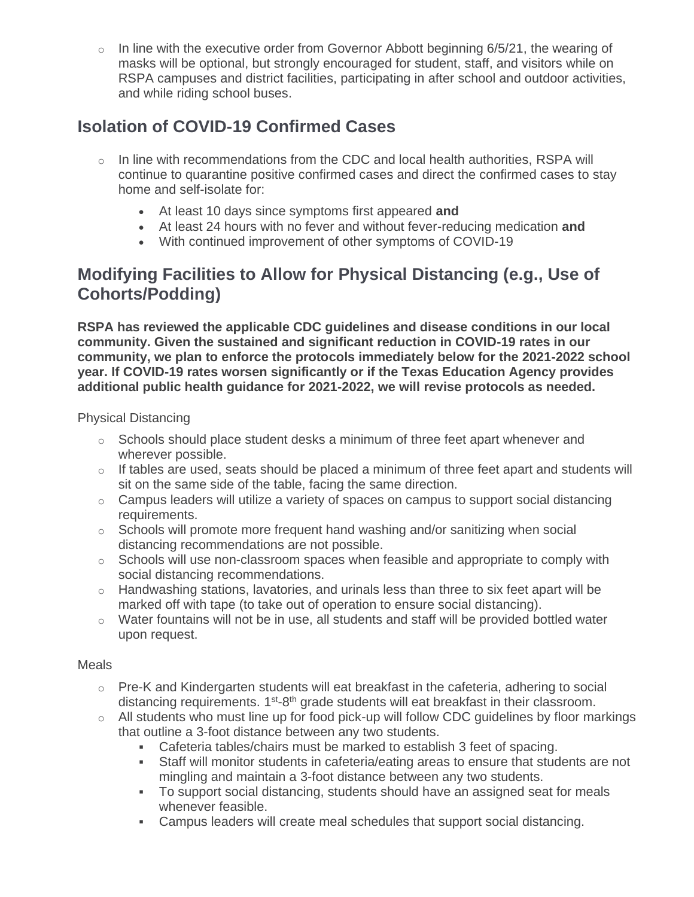- In line with the executive order from Governor Abbott beginning 6/5/21, the wearing of masks will be optional, but strongly encouraged for student, staff, and visitors while on RSPA campuses and district facilities, participating in after school and outdoor activities, and while riding school buses.

## Isolation of COVID-19 Confirmed Cases

- In line with recommendations from the CDC and local health authorities, RSPA will continue to quarantine positive confirmed cases and direct the confirmed cases to stay home and self-isolate for:
  - At least 10 days since symptoms first appeared **and**
  - At least 24 hours with no fever and without fever-reducing medication **and**
  - With continued improvement of other symptoms of COVID-19

## Modifying Facilities to Allow for Physical Distancing (e.g., Use of Cohorts/Podding)

**RSPA has reviewed the applicable CDC guidelines and disease conditions in our local community. Given the sustained and significant reduction in COVID-19 rates in our community, we plan to enforce the protocols immediately below for the 2021-2022 school year. If COVID-19 rates worsen significantly or if the Texas Education Agency provides additional public health guidance for 2021-2022, we will revise protocols as needed.**

Physical Distancing

- Schools should place student desks a minimum of three feet apart whenever and wherever possible.
- If tables are used, seats should be placed a minimum of three feet apart and students will sit on the same side of the table, facing the same direction.
- Campus leaders will utilize a variety of spaces on campus to support social distancing requirements.
- Schools will promote more frequent hand washing and/or sanitizing when social distancing recommendations are not possible.
- Schools will use non-classroom spaces when feasible and appropriate to comply with social distancing recommendations.
- Handwashing stations, lavatories, and urinals less than three to six feet apart will be marked off with tape (to take out of operation to ensure social distancing).
- Water fountains will not be in use, all students and staff will be provided bottled water upon request.

Meals

- Pre-K and Kindergarten students will eat breakfast in the cafeteria, adhering to social distancing requirements. 1st-8th grade students will eat breakfast in their classroom.
- All students who must line up for food pick-up will follow CDC guidelines by floor markings that outline a 3-foot distance between any two students.
  - Cafeteria tables/chairs must be marked to establish 3 feet of spacing.
  - Staff will monitor students in cafeteria/eating areas to ensure that students are not mingling and maintain a 3-foot distance between any two students.
  - To support social distancing, students should have an assigned seat for meals whenever feasible.
  - Campus leaders will create meal schedules that support social distancing.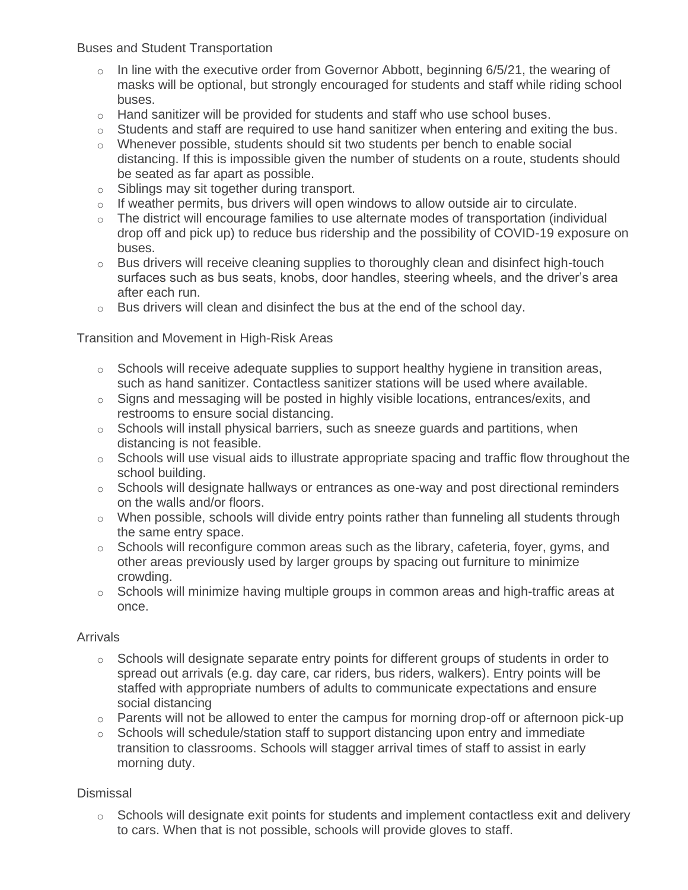Buses and Student Transportation

- In line with the executive order from Governor Abbott, beginning 6/5/21, the wearing of masks will be optional, but strongly encouraged for students and staff while riding school buses.
- Hand sanitizer will be provided for students and staff who use school buses.
- Students and staff are required to use hand sanitizer when entering and exiting the bus.
- Whenever possible, students should sit two students per bench to enable social distancing. If this is impossible given the number of students on a route, students should be seated as far apart as possible.
- Siblings may sit together during transport.
- If weather permits, bus drivers will open windows to allow outside air to circulate.
- The district will encourage families to use alternate modes of transportation (individual drop off and pick up) to reduce bus ridership and the possibility of COVID-19 exposure on buses.
- Bus drivers will receive cleaning supplies to thoroughly clean and disinfect high-touch surfaces such as bus seats, knobs, door handles, steering wheels, and the driver's area after each run.
- Bus drivers will clean and disinfect the bus at the end of the school day.

Transition and Movement in High-Risk Areas

- Schools will receive adequate supplies to support healthy hygiene in transition areas, such as hand sanitizer. Contactless sanitizer stations will be used where available.
- Signs and messaging will be posted in highly visible locations, entrances/exits, and restrooms to ensure social distancing.
- Schools will install physical barriers, such as sneeze guards and partitions, when distancing is not feasible.
- Schools will use visual aids to illustrate appropriate spacing and traffic flow throughout the school building.
- Schools will designate hallways or entrances as one-way and post directional reminders on the walls and/or floors.
- When possible, schools will divide entry points rather than funneling all students through the same entry space.
- Schools will reconfigure common areas such as the library, cafeteria, foyer, gyms, and other areas previously used by larger groups by spacing out furniture to minimize crowding.
- Schools will minimize having multiple groups in common areas and high-traffic areas at once.

Arrivals

- Schools will designate separate entry points for different groups of students in order to spread out arrivals (e.g. day care, car riders, bus riders, walkers). Entry points will be staffed with appropriate numbers of adults to communicate expectations and ensure social distancing
- Parents will not be allowed to enter the campus for morning drop-off or afternoon pick-up
- Schools will schedule/station staff to support distancing upon entry and immediate transition to classrooms. Schools will stagger arrival times of staff to assist in early morning duty.

Dismissal

- Schools will designate exit points for students and implement contactless exit and delivery to cars. When that is not possible, schools will provide gloves to staff.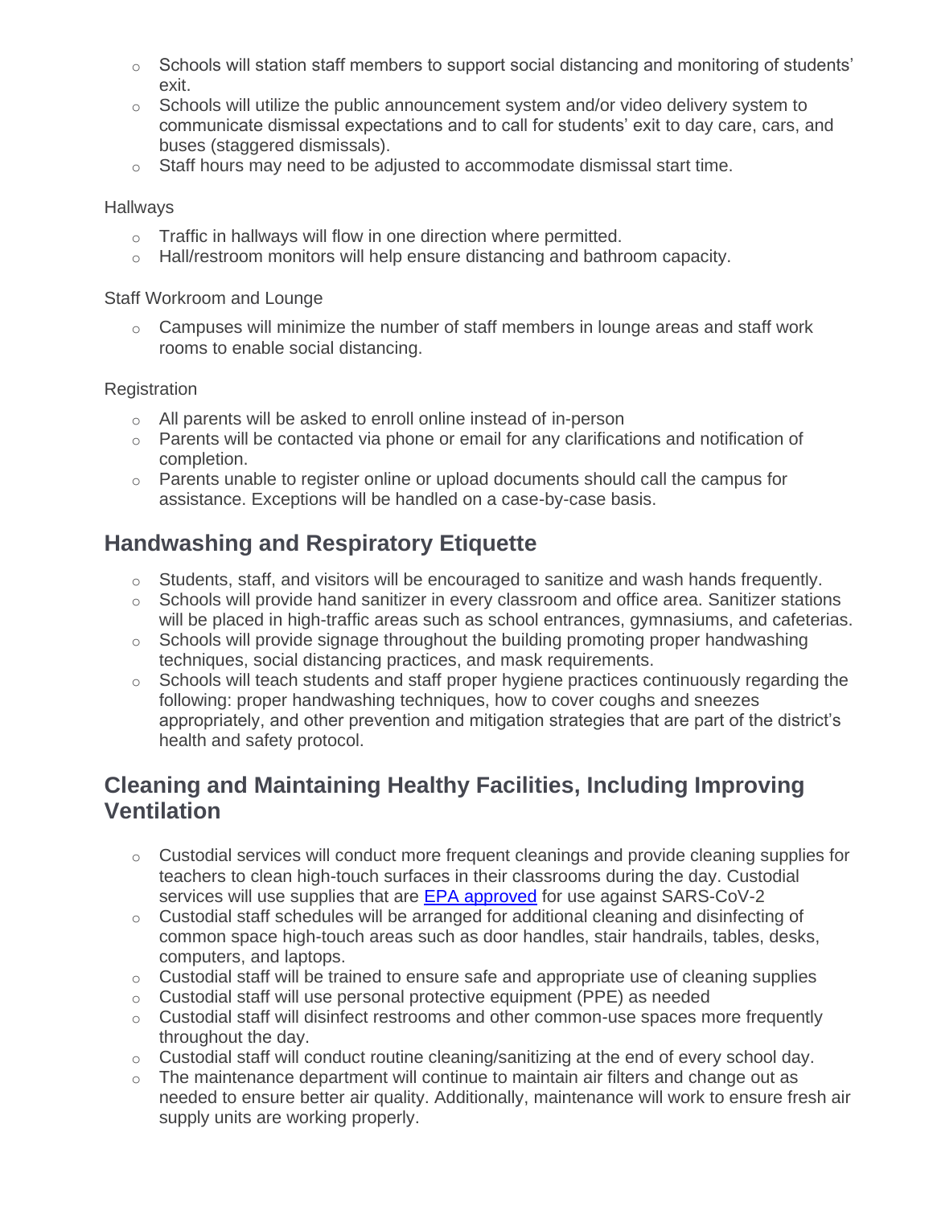- Schools will station staff members to support social distancing and monitoring of students' exit.
- Schools will utilize the public announcement system and/or video delivery system to communicate dismissal expectations and to call for students' exit to day care, cars, and buses (staggered dismissals).
- Staff hours may need to be adjusted to accommodate dismissal start time.

Hallways

- Traffic in hallways will flow in one direction where permitted.
- Hall/restroom monitors will help ensure distancing and bathroom capacity.

Staff Workroom and Lounge

- Campuses will minimize the number of staff members in lounge areas and staff work rooms to enable social distancing.

Registration

- All parents will be asked to enroll online instead of in-person
- Parents will be contacted via phone or email for any clarifications and notification of completion.
- Parents unable to register online or upload documents should call the campus for assistance. Exceptions will be handled on a case-by-case basis.

## Handwashing and Respiratory Etiquette

- Students, staff, and visitors will be encouraged to sanitize and wash hands frequently.
- Schools will provide hand sanitizer in every classroom and office area. Sanitizer stations will be placed in high-traffic areas such as school entrances, gymnasiums, and cafeterias.
- Schools will provide signage throughout the building promoting proper handwashing techniques, social distancing practices, and mask requirements.
- Schools will teach students and staff proper hygiene practices continuously regarding the following: proper handwashing techniques, how to cover coughs and sneezes appropriately, and other prevention and mitigation strategies that are part of the district's health and safety protocol.

## Cleaning and Maintaining Healthy Facilities, Including Improving Ventilation

- Custodial services will conduct more frequent cleanings and provide cleaning supplies for teachers to clean high-touch surfaces in their classrooms during the day. Custodial services will use supplies that are EPA approved for use against SARS-CoV-2
- Custodial staff schedules will be arranged for additional cleaning and disinfecting of common space high-touch areas such as door handles, stair handrails, tables, desks, computers, and laptops.
- Custodial staff will be trained to ensure safe and appropriate use of cleaning supplies
- Custodial staff will use personal protective equipment (PPE) as needed
- Custodial staff will disinfect restrooms and other common-use spaces more frequently throughout the day.
- Custodial staff will conduct routine cleaning/sanitizing at the end of every school day.
- The maintenance department will continue to maintain air filters and change out as needed to ensure better air quality. Additionally, maintenance will work to ensure fresh air supply units are working properly.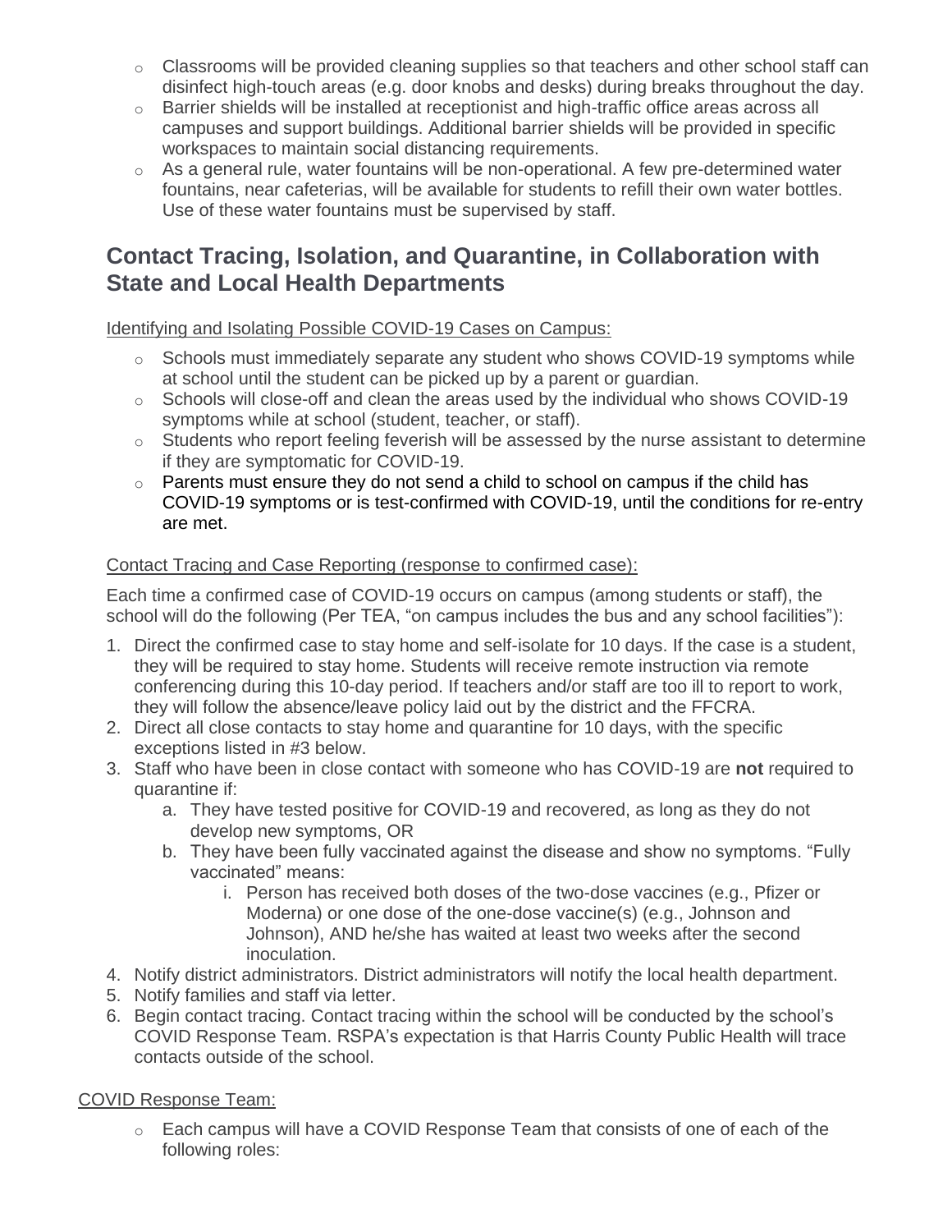- Classrooms will be provided cleaning supplies so that teachers and other school staff can disinfect high-touch areas (e.g. door knobs and desks) during breaks throughout the day.
- Barrier shields will be installed at receptionist and high-traffic office areas across all campuses and support buildings. Additional barrier shields will be provided in specific workspaces to maintain social distancing requirements.
- As a general rule, water fountains will be non-operational. A few pre-determined water fountains, near cafeterias, will be available for students to refill their own water bottles. Use of these water fountains must be supervised by staff.

## Contact Tracing, Isolation, and Quarantine, in Collaboration with State and Local Health Departments

Identifying and Isolating Possible COVID-19 Cases on Campus:

- Schools must immediately separate any student who shows COVID-19 symptoms while at school until the student can be picked up by a parent or guardian.
- Schools will close-off and clean the areas used by the individual who shows COVID-19 symptoms while at school (student, teacher, or staff).
- Students who report feeling feverish will be assessed by the nurse assistant to determine if they are symptomatic for COVID-19.
- Parents must ensure they do not send a child to school on campus if the child has COVID-19 symptoms or is test-confirmed with COVID-19, until the conditions for re-entry are met.

Contact Tracing and Case Reporting (response to confirmed case):

Each time a confirmed case of COVID-19 occurs on campus (among students or staff), the school will do the following (Per TEA, "on campus includes the bus and any school facilities"):

1. Direct the confirmed case to stay home and self-isolate for 10 days. If the case is a student, they will be required to stay home. Students will receive remote instruction via remote conferencing during this 10-day period. If teachers and/or staff are too ill to report to work, they will follow the absence/leave policy laid out by the district and the FFCRA.
2. Direct all close contacts to stay home and quarantine for 10 days, with the specific exceptions listed in #3 below.
3. Staff who have been in close contact with someone who has COVID-19 are **not** required to quarantine if:
   a. They have tested positive for COVID-19 and recovered, as long as they do not develop new symptoms, OR
   b. They have been fully vaccinated against the disease and show no symptoms. "Fully vaccinated" means:
      i. Person has received both doses of the two-dose vaccines (e.g., Pfizer or Moderna) or one dose of the one-dose vaccine(s) (e.g., Johnson and Johnson), AND he/she has waited at least two weeks after the second inoculation.
4. Notify district administrators. District administrators will notify the local health department.
5. Notify families and staff via letter.
6. Begin contact tracing. Contact tracing within the school will be conducted by the school's COVID Response Team. RSPA's expectation is that Harris County Public Health will trace contacts outside of the school.

COVID Response Team:

- Each campus will have a COVID Response Team that consists of one of each of the following roles: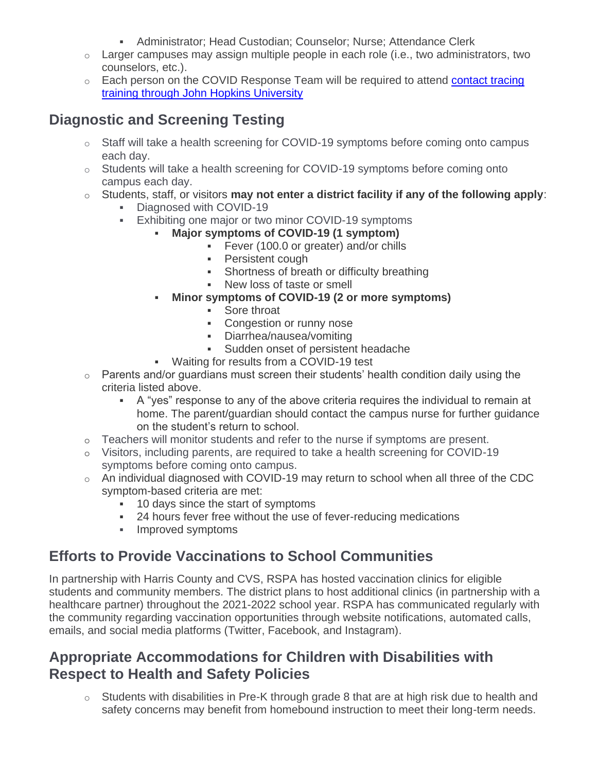- Administrator; Head Custodian; Counselor; Nurse; Attendance Clerk
- Larger campuses may assign multiple people in each role (i.e., two administrators, two counselors, etc.).
- Each person on the COVID Response Team will be required to attend [contact tracing training through John Hopkins University]()

## Diagnostic and Screening Testing

- Staff will take a health screening for COVID-19 symptoms before coming onto campus each day.
- Students will take a health screening for COVID-19 symptoms before coming onto campus each day.
- Students, staff, or visitors **may not enter a district facility if any of the following apply**:
    - Diagnosed with COVID-19
    - Exhibiting one major or two minor COVID-19 symptoms
        - **Major symptoms of COVID-19 (1 symptom)**
            - Fever (100.0 or greater) and/or chills
            - Persistent cough
            - Shortness of breath or difficulty breathing
            - New loss of taste or smell
        - **Minor symptoms of COVID-19 (2 or more symptoms)**
            - Sore throat
            - Congestion or runny nose
            - Diarrhea/nausea/vomiting
            - Sudden onset of persistent headache
        - Waiting for results from a COVID-19 test
- Parents and/or guardians must screen their students' health condition daily using the criteria listed above.
    - A "yes" response to any of the above criteria requires the individual to remain at home. The parent/guardian should contact the campus nurse for further guidance on the student's return to school.
- Teachers will monitor students and refer to the nurse if symptoms are present.
- Visitors, including parents, are required to take a health screening for COVID-19 symptoms before coming onto campus.
- An individual diagnosed with COVID-19 may return to school when all three of the CDC symptom-based criteria are met:
    - 10 days since the start of symptoms
    - 24 hours fever free without the use of fever-reducing medications
    - Improved symptoms

## Efforts to Provide Vaccinations to School Communities

In partnership with Harris County and CVS, RSPA has hosted vaccination clinics for eligible students and community members. The district plans to host additional clinics (in partnership with a healthcare partner) throughout the 2021-2022 school year. RSPA has communicated regularly with the community regarding vaccination opportunities through website notifications, automated calls, emails, and social media platforms (Twitter, Facebook, and Instagram).

## Appropriate Accommodations for Children with Disabilities with Respect to Health and Safety Policies

- Students with disabilities in Pre-K through grade 8 that are at high risk due to health and safety concerns may benefit from homebound instruction to meet their long-term needs.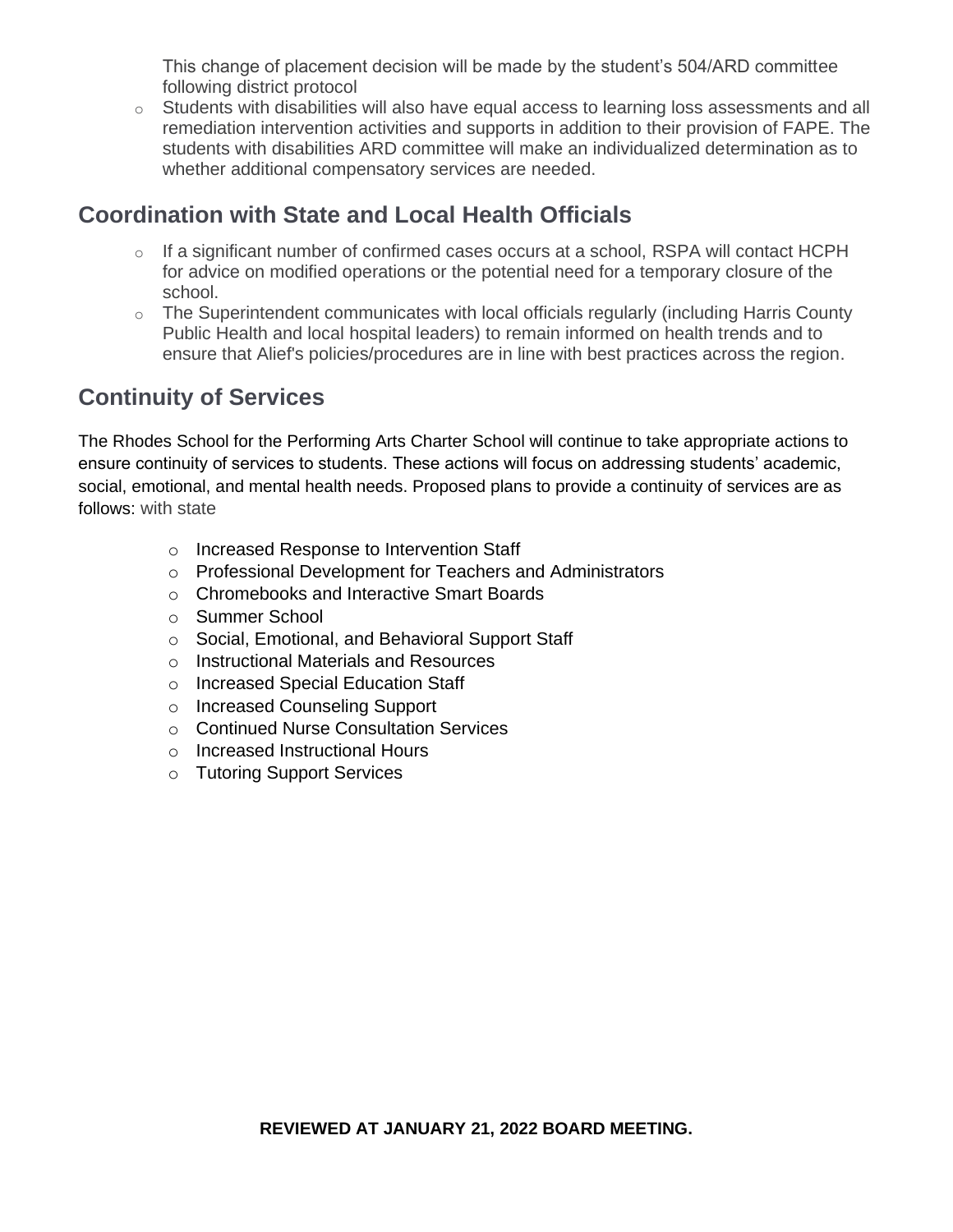This change of placement decision will be made by the student's 504/ARD committee following district protocol

- Students with disabilities will also have equal access to learning loss assessments and all remediation intervention activities and supports in addition to their provision of FAPE. The students with disabilities ARD committee will make an individualized determination as to whether additional compensatory services are needed.

## Coordination with State and Local Health Officials

- If a significant number of confirmed cases occurs at a school, RSPA will contact HCPH for advice on modified operations or the potential need for a temporary closure of the school.
- The Superintendent communicates with local officials regularly (including Harris County Public Health and local hospital leaders) to remain informed on health trends and to ensure that Alief's policies/procedures are in line with best practices across the region.

## Continuity of Services

The Rhodes School for the Performing Arts Charter School will continue to take appropriate actions to ensure continuity of services to students. These actions will focus on addressing students' academic, social, emotional, and mental health needs. Proposed plans to provide a continuity of services are as follows: with state

- Increased Response to Intervention Staff
- Professional Development for Teachers and Administrators
- Chromebooks and Interactive Smart Boards
- Summer School
- Social, Emotional, and Behavioral Support Staff
- Instructional Materials and Resources
- Increased Special Education Staff
- Increased Counseling Support
- Continued Nurse Consultation Services
- Increased Instructional Hours
- Tutoring Support Services

**REVIEWED AT JANUARY 21, 2022 BOARD MEETING.**